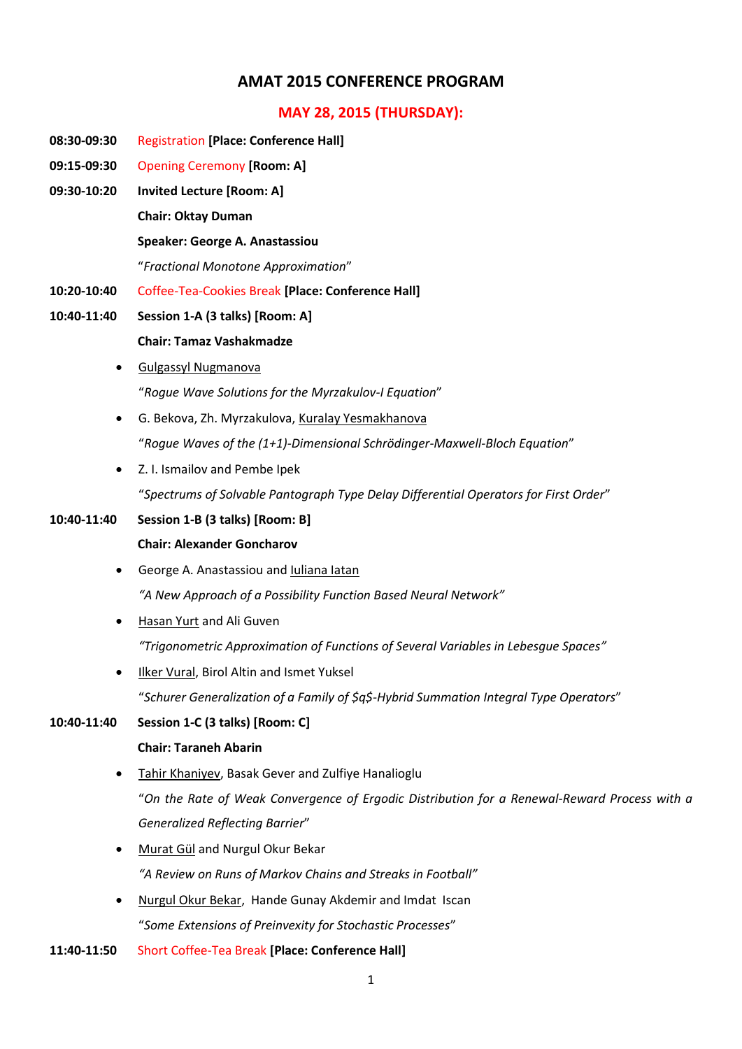# AMAT 2015 CONFERENCE PROGRAM

## MAY 28, 2015 (THURSDAY):

**08:30-09:30** Registration **[Place: Conference Hall]**

**09:15-09:30** Opening Ceremony **[Room: A]**

**09:30-10:20** **Invited Lecture [Room: A]**

**Chair: Oktay Duman**

**Speaker: George A. Anastassiou**

"*Fractional Monotone Approximation*"

**10:20-10:40** Coffee-Tea-Cookies Break **[Place: Conference Hall]**

**10:40-11:40** **Session 1-A (3 talks) [Room: A]**

**Chair: Tamaz Vashakmadze**

- Gulgassyl Nugmanova
  "*Rogue Wave Solutions for the Myrzakulov-I Equation*"
- G. Bekova, Zh. Myrzakulova, Kuralay Yesmakhanova
  "*Rogue Waves of the (1+1)-Dimensional Schrödinger-Maxwell-Bloch Equation*"
- Z. I. Ismailov and Pembe Ipek
  "*Spectrums of Solvable Pantograph Type Delay Differential Operators for First Order*"

**10:40-11:40** **Session 1-B (3 talks) [Room: B]**

**Chair: Alexander Goncharov**

- George A. Anastassiou and Iuliana Iatan
  *"A New Approach of a Possibility Function Based Neural Network"*
- Hasan Yurt and Ali Guven
  *"Trigonometric Approximation of Functions of Several Variables in Lebesgue Spaces"*
- Ilker Vural, Birol Altin and Ismet Yuksel
  "*Schurer Generalization of a Family of $q$-Hybrid Summation Integral Type Operators*"

**10:40-11:40** **Session 1-C (3 talks) [Room: C]**

**Chair: Taraneh Abarin**

- Tahir Khaniyev, Basak Gever and Zulfiye Hanalioglu
  "*On the Rate of Weak Convergence of Ergodic Distribution for a Renewal-Reward Process with a Generalized Reflecting Barrier*"
- Murat Gül and Nurgul Okur Bekar
  *"A Review on Runs of Markov Chains and Streaks in Football"*
- Nurgul Okur Bekar, Hande Gunay Akdemir and Imdat Iscan
  "*Some Extensions of Preinvexity for Stochastic Processes*"

**11:40-11:50** Short Coffee-Tea Break **[Place: Conference Hall]**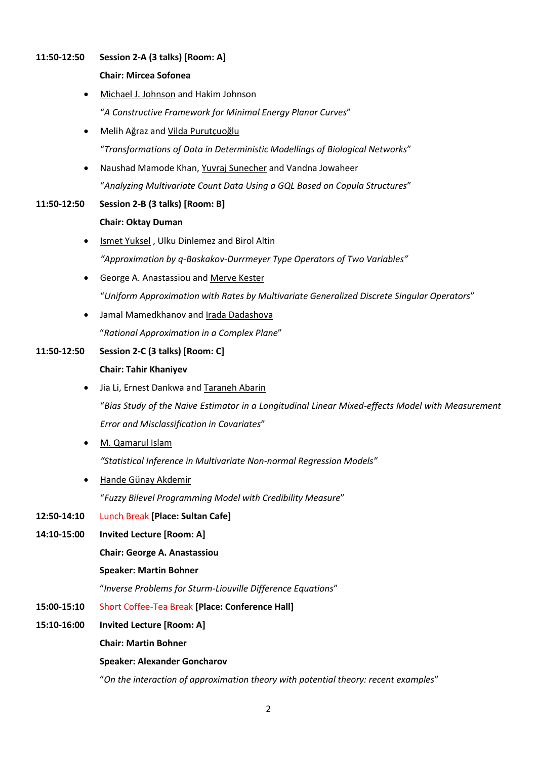**11:50-12:50** **Session 2-A (3 talks) [Room: A]**

**Chair: Mircea Sofonea**

- Michael J. Johnson and Hakim Johnson

  "*A Constructive Framework for Minimal Energy Planar Curves*"

- Melih Ağraz and Vilda Purutçuoğlu

  "*Transformations of Data in Deterministic Modellings of Biological Networks*"

- Naushad Mamode Khan, Yuvraj Sunecher and Vandna Jowaheer

  "*Analyzing Multivariate Count Data Using a GQL Based on Copula Structures*"

**11:50-12:50** **Session 2-B (3 talks) [Room: B]**

**Chair: Oktay Duman**

- Ismet Yuksel , Ulku Dinlemez and Birol Altin

  *"Approximation by q-Baskakov-Durrmeyer Type Operators of Two Variables"*

- George A. Anastassiou and Merve Kester

  "*Uniform Approximation with Rates by Multivariate Generalized Discrete Singular Operators*"

- Jamal Mamedkhanov and Irada Dadashova

  "*Rational Approximation in a Complex Plane*"

**11:50-12:50** **Session 2-C (3 talks) [Room: C]**

**Chair: Tahir Khaniyev**

- Jia Li, Ernest Dankwa and Taraneh Abarin

  "*Bias Study of the Naive Estimator in a Longitudinal Linear Mixed-effects Model with Measurement Error and Misclassification in Covariates*"

- M. Qamarul Islam

  *"Statistical Inference in Multivariate Non-normal Regression Models"*

- Hande Günay Akdemir

  "*Fuzzy Bilevel Programming Model with Credibility Measure*"

**12:50-14:10** Lunch Break **[Place: Sultan Cafe]**

**14:10-15:00** **Invited Lecture [Room: A]**

**Chair: George A. Anastassiou**

**Speaker: Martin Bohner**

"*Inverse Problems for Sturm-Liouville Difference Equations*"

**15:00-15:10** Short Coffee-Tea Break **[Place: Conference Hall]**

**15:10-16:00** **Invited Lecture [Room: A]**

**Chair: Martin Bohner**

**Speaker: Alexander Goncharov**

"*On the interaction of approximation theory with potential theory: recent examples*"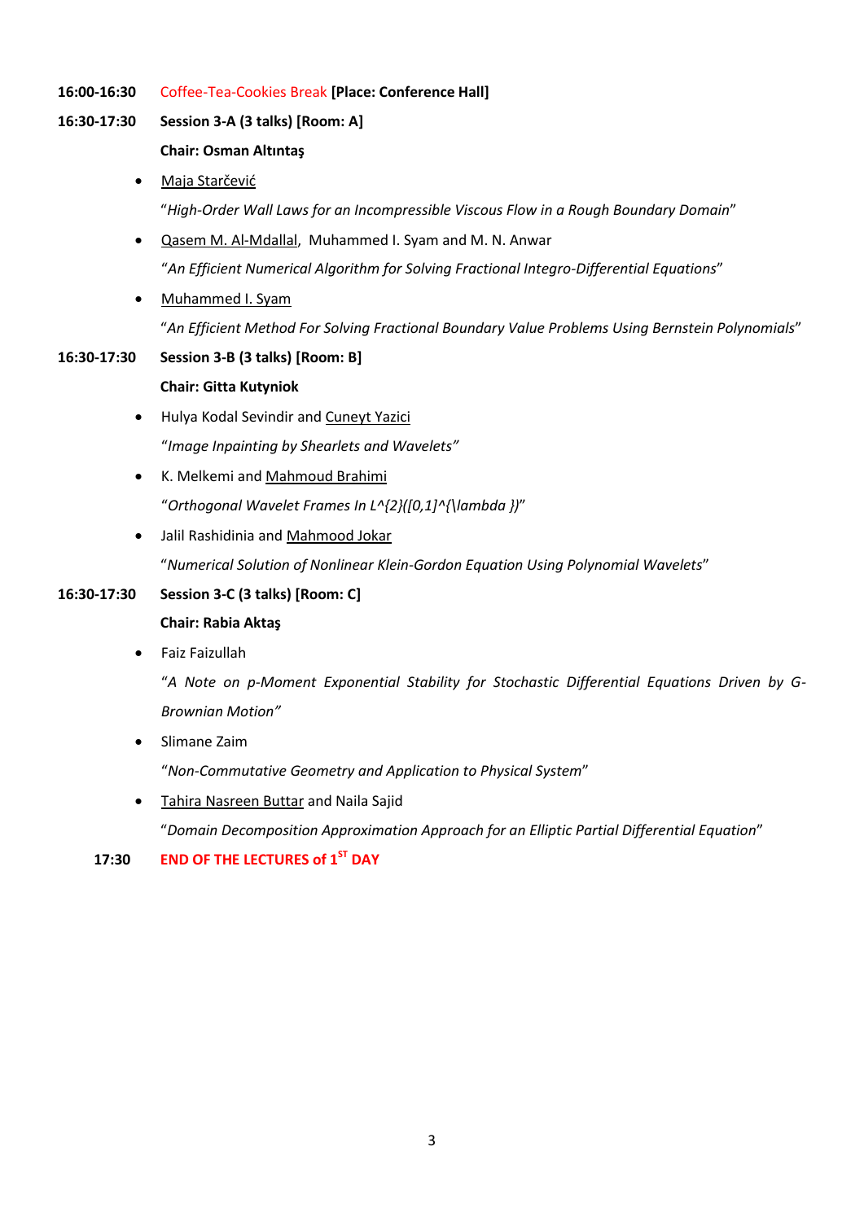**16:00-16:30** Coffee-Tea-Cookies Break **[Place: Conference Hall]**

**16:30-17:30** **Session 3-A (3 talks) [Room: A]**

**Chair: Osman Altıntaş**

- Maja Starčević

  "*High-Order Wall Laws for an Incompressible Viscous Flow in a Rough Boundary Domain*"

- Qasem M. Al-Mdallal, Muhammed I. Syam and M. N. Anwar

  "*An Efficient Numerical Algorithm for Solving Fractional Integro-Differential Equations*"

- Muhammed I. Syam

  "*An Efficient Method For Solving Fractional Boundary Value Problems Using Bernstein Polynomials*"

**16:30-17:30** **Session 3-B (3 talks) [Room: B]**

**Chair: Gitta Kutyniok**

- Hulya Kodal Sevindir and Cuneyt Yazici

  "*Image Inpainting by Shearlets and Wavelets*"

- K. Melkemi and Mahmoud Brahimi

  "*Orthogonal Wavelet Frames In L^{2}([0,1]^{\lambda })*"

- Jalil Rashidinia and Mahmood Jokar

  "*Numerical Solution of Nonlinear Klein-Gordon Equation Using Polynomial Wavelets*"

**16:30-17:30** **Session 3-C (3 talks) [Room: C]**

**Chair: Rabia Aktaş**

- Faiz Faizullah

  "*A Note on p-Moment Exponential Stability for Stochastic Differential Equations Driven by G-Brownian Motion*"

- Slimane Zaim

  "*Non-Commutative Geometry and Application to Physical System*"

- Tahira Nasreen Buttar and Naila Sajid

  "*Domain Decomposition Approximation Approach for an Elliptic Partial Differential Equation*"

**17:30** **END OF THE LECTURES of 1ST DAY**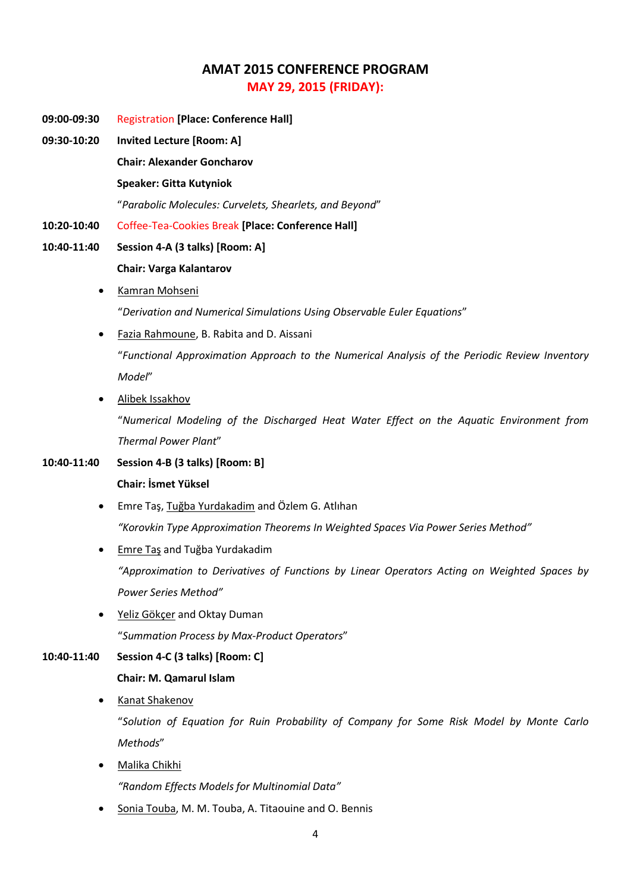# AMAT 2015 CONFERENCE PROGRAM

## MAY 29, 2015 (FRIDAY):

**09:00-09:30** Registration **[Place: Conference Hall]**

**09:30-10:20** **Invited Lecture [Room: A]**

**Chair: Alexander Goncharov**

**Speaker: Gitta Kutyniok**

"*Parabolic Molecules: Curvelets, Shearlets, and Beyond*"

**10:20-10:40** Coffee-Tea-Cookies Break **[Place: Conference Hall]**

**10:40-11:40** **Session 4-A (3 talks) [Room: A]**

**Chair: Varga Kalantarov**

- Kamran Mohseni

  "*Derivation and Numerical Simulations Using Observable Euler Equations*"

- Fazia Rahmoune, B. Rabita and D. Aissani

  "*Functional Approximation Approach to the Numerical Analysis of the Periodic Review Inventory Model*"

- Alibek Issakhov

  "*Numerical Modeling of the Discharged Heat Water Effect on the Aquatic Environment from Thermal Power Plant*"

**10:40-11:40** **Session 4-B (3 talks) [Room: B]**

**Chair: İsmet Yüksel**

- Emre Taş, Tuğba Yurdakadim and Özlem G. Atlıhan

  *"Korovkin Type Approximation Theorems In Weighted Spaces Via Power Series Method"*

- Emre Taş and Tuğba Yurdakadim

  *"Approximation to Derivatives of Functions by Linear Operators Acting on Weighted Spaces by Power Series Method"*

- Yeliz Gökçer and Oktay Duman

  "*Summation Process by Max-Product Operators*"

**10:40-11:40** **Session 4-C (3 talks) [Room: C]**

**Chair: M. Qamarul Islam**

- Kanat Shakenov

  "*Solution of Equation for Ruin Probability of Company for Some Risk Model by Monte Carlo Methods*"

- Malika Chikhi

  *"Random Effects Models for Multinomial Data"*

- Sonia Touba, M. M. Touba, A. Titaouine and O. Bennis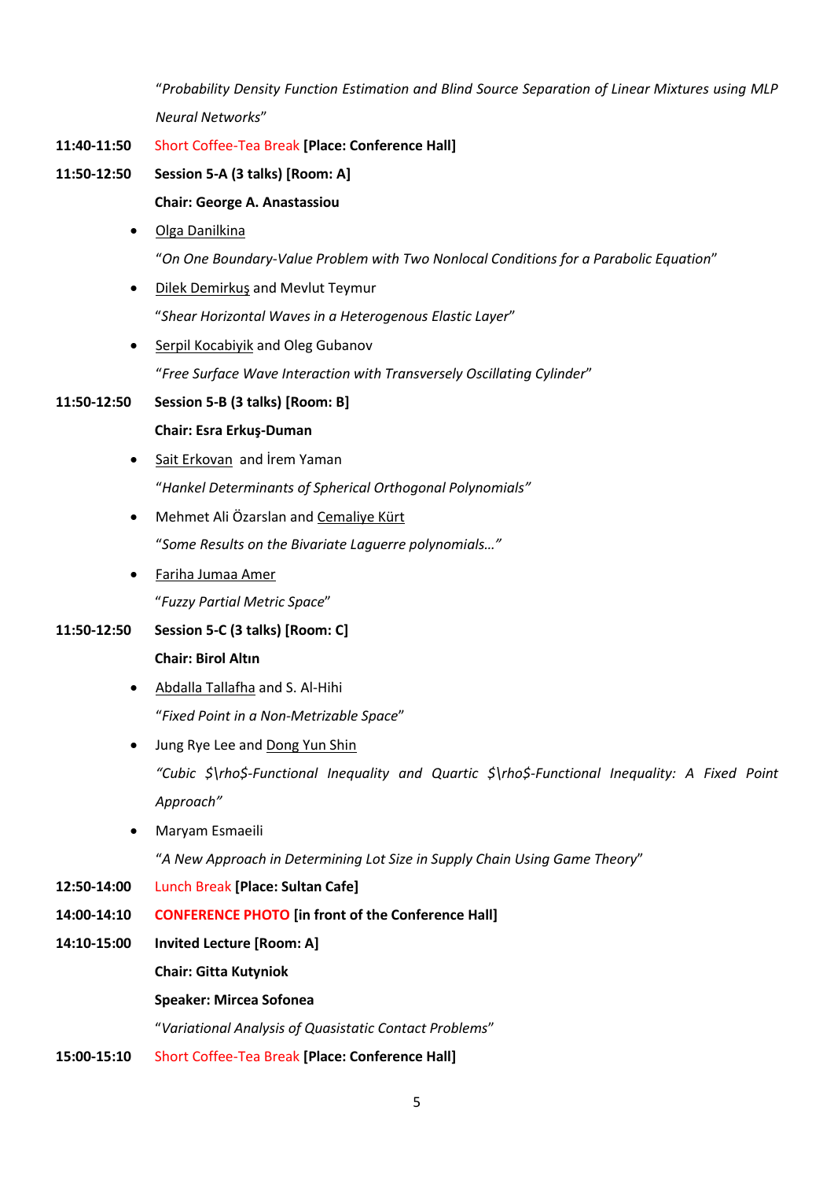"*Probability Density Function Estimation and Blind Source Separation of Linear Mixtures using MLP Neural Networks*"

**11:40-11:50** Short Coffee-Tea Break **[Place: Conference Hall]**

**11:50-12:50** **Session 5-A (3 talks) [Room: A]**

**Chair: George A. Anastassiou**

- Olga Danilkina

  "*On One Boundary-Value Problem with Two Nonlocal Conditions for a Parabolic Equation*"

- Dilek Demirkuş and Mevlut Teymur

  "*Shear Horizontal Waves in a Heterogenous Elastic Layer*"

- Serpil Kocabiyik and Oleg Gubanov

  "*Free Surface Wave Interaction with Transversely Oscillating Cylinder*"

**11:50-12:50** **Session 5-B (3 talks) [Room: B]**

**Chair: Esra Erkuş-Duman**

- Sait Erkovan and İrem Yaman

  "*Hankel Determinants of Spherical Orthogonal Polynomials"*

- Mehmet Ali Özarslan and Cemaliye Kürt

  "*Some Results on the Bivariate Laguerre polynomials…"*

- Fariha Jumaa Amer

  "*Fuzzy Partial Metric Space*"

**11:50-12:50** **Session 5-C (3 talks) [Room: C]**

**Chair: Birol Altın**

- Abdalla Tallafha and S. Al-Hihi

  "*Fixed Point in a Non-Metrizable Space*"

- Jung Rye Lee and Dong Yun Shin

  *"Cubic $\rho$-Functional Inequality and Quartic $\rho$-Functional Inequality: A Fixed Point Approach"*

- Maryam Esmaeili

  "*A New Approach in Determining Lot Size in Supply Chain Using Game Theory*"

**12:50-14:00** Lunch Break **[Place: Sultan Cafe]**

**14:00-14:10** **CONFERENCE PHOTO [in front of the Conference Hall]**

**14:10-15:00** **Invited Lecture [Room: A]**

**Chair: Gitta Kutyniok**

**Speaker: Mircea Sofonea**

"*Variational Analysis of Quasistatic Contact Problems*"

**15:00-15:10** Short Coffee-Tea Break **[Place: Conference Hall]**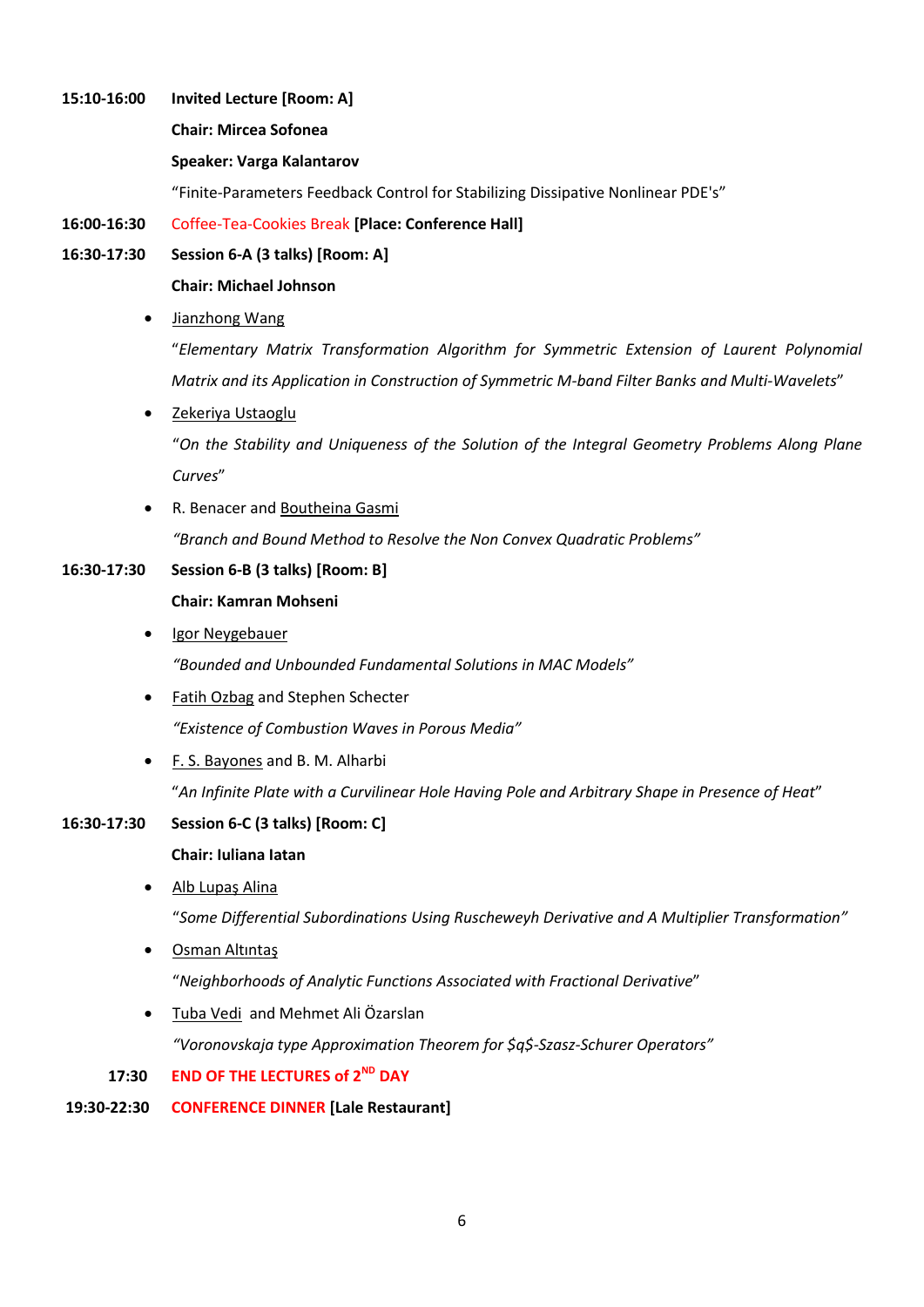**15:10-16:00** **Invited Lecture [Room: A]**

**Chair: Mircea Sofonea**

**Speaker: Varga Kalantarov**

"Finite-Parameters Feedback Control for Stabilizing Dissipative Nonlinear PDE's"

**16:00-16:30** Coffee-Tea-Cookies Break **[Place: Conference Hall]**

**16:30-17:30** **Session 6-A (3 talks) [Room: A]**

**Chair: Michael Johnson**

- Jianzhong Wang

  "*Elementary Matrix Transformation Algorithm for Symmetric Extension of Laurent Polynomial Matrix and its Application in Construction of Symmetric M-band Filter Banks and Multi-Wavelets*"

- Zekeriya Ustaoglu

  "*On the Stability and Uniqueness of the Solution of the Integral Geometry Problems Along Plane Curves*"

- R. Benacer and Boutheina Gasmi

  *"Branch and Bound Method to Resolve the Non Convex Quadratic Problems"*

**16:30-17:30** **Session 6-B (3 talks) [Room: B]**

**Chair: Kamran Mohseni**

- Igor Neygebauer

  *"Bounded and Unbounded Fundamental Solutions in MAC Models"*

- Fatih Ozbag and Stephen Schecter

  *"Existence of Combustion Waves in Porous Media"*

- F. S. Bayones and B. M. Alharbi

  "*An Infinite Plate with a Curvilinear Hole Having Pole and Arbitrary Shape in Presence of Heat*"

**16:30-17:30** **Session 6-C (3 talks) [Room: C]**

**Chair: Iuliana Iatan**

- Alb Lupaş Alina

  "*Some Differential Subordinations Using Ruscheweyh Derivative and A Multiplier Transformation"*

- Osman Altıntaş

  "*Neighborhoods of Analytic Functions Associated with Fractional Derivative*"

- Tuba Vedi and Mehmet Ali Özarslan

  *"Voronovskaja type Approximation Theorem for $q$-Szasz-Schurer Operators"*

**17:30** **END OF THE LECTURES of 2[ND] DAY**

**19:30-22:30** **CONFERENCE DINNER [Lale Restaurant]**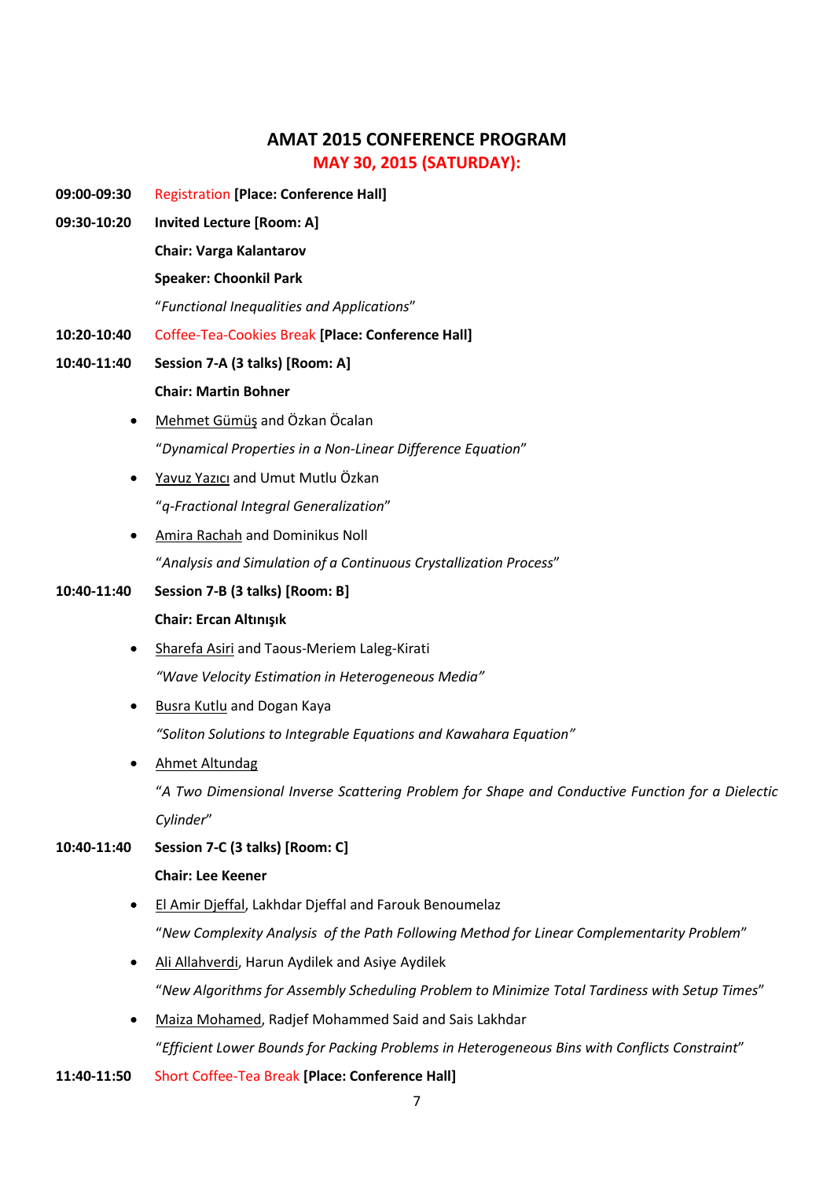## AMAT 2015 CONFERENCE PROGRAM

### MAY 30, 2015 (SATURDAY):

**09:00-09:30** Registration **[Place: Conference Hall]**

**09:30-10:20** **Invited Lecture [Room: A]**

**Chair: Varga Kalantarov**

**Speaker: Choonkil Park**

"*Functional Inequalities and Applications*"

**10:20-10:40** Coffee-Tea-Cookies Break **[Place: Conference Hall]**

**10:40-11:40** **Session 7-A (3 talks) [Room: A]**

**Chair: Martin Bohner**

- Mehmet Gümüş and Özkan Öcalan

  "*Dynamical Properties in a Non-Linear Difference Equation*"

- Yavuz Yazıcı and Umut Mutlu Özkan

  "*q-Fractional Integral Generalization*"

- Amira Rachah and Dominikus Noll

  "*Analysis and Simulation of a Continuous Crystallization Process*"

**10:40-11:40** **Session 7-B (3 talks) [Room: B]**

**Chair: Ercan Altınışık**

- Sharefa Asiri and Taous-Meriem Laleg-Kirati

  *"Wave Velocity Estimation in Heterogeneous Media"*

- Busra Kutlu and Dogan Kaya

  *"Soliton Solutions to Integrable Equations and Kawahara Equation"*

- Ahmet Altundag

  "*A Two Dimensional Inverse Scattering Problem for Shape and Conductive Function for a Dielectic Cylinder*"

**10:40-11:40** **Session 7-C (3 talks) [Room: C]**

**Chair: Lee Keener**

- El Amir Djeffal, Lakhdar Djeffal and Farouk Benoumelaz

  "*New Complexity Analysis of the Path Following Method for Linear Complementarity Problem*"

- Ali Allahverdi, Harun Aydilek and Asiye Aydilek

  "*New Algorithms for Assembly Scheduling Problem to Minimize Total Tardiness with Setup Times*"

- Maiza Mohamed, Radjef Mohammed Said and Sais Lakhdar

  "*Efficient Lower Bounds for Packing Problems in Heterogeneous Bins with Conflicts Constraint*"

**11:40-11:50** Short Coffee-Tea Break **[Place: Conference Hall]**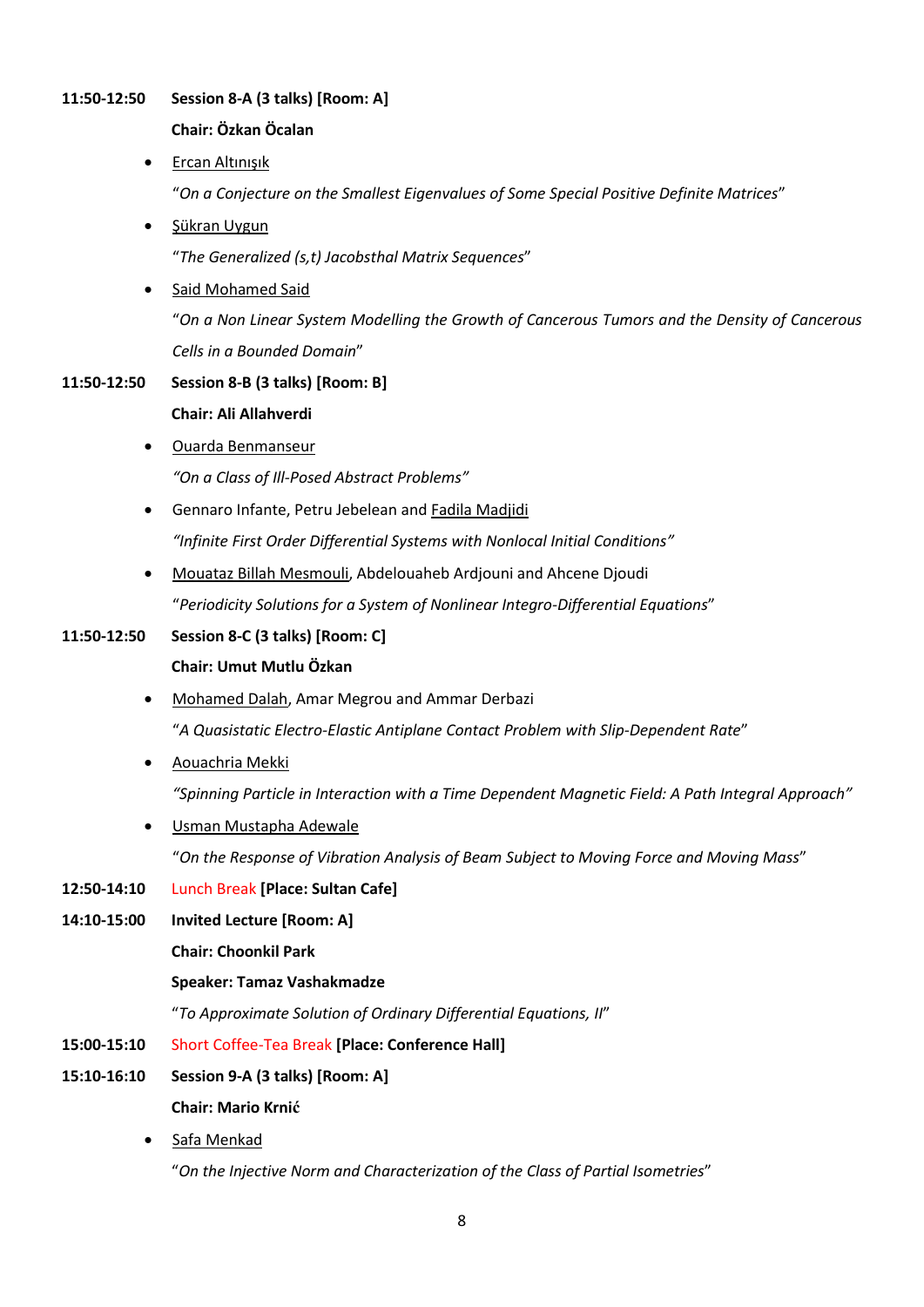**11:50-12:50** **Session 8-A (3 talks) [Room: A]**

**Chair: Özkan Öcalan**

- Ercan Altınışık

  "*On a Conjecture on the Smallest Eigenvalues of Some Special Positive Definite Matrices*"

- Şükran Uygun

  "*The Generalized (s,t) Jacobsthal Matrix Sequences*"

- Said Mohamed Said

  "*On a Non Linear System Modelling the Growth of Cancerous Tumors and the Density of Cancerous Cells in a Bounded Domain*"

**11:50-12:50** **Session 8-B (3 talks) [Room: B]**

**Chair: Ali Allahverdi**

- Ouarda Benmanseur

  *"On a Class of Ill-Posed Abstract Problems"*

- Gennaro Infante, Petru Jebelean and Fadila Madjidi

  *"Infinite First Order Differential Systems with Nonlocal Initial Conditions"*

- Mouataz Billah Mesmouli, Abdelouaheb Ardjouni and Ahcene Djoudi

  "*Periodicity Solutions for a System of Nonlinear Integro-Differential Equations*"

**11:50-12:50** **Session 8-C (3 talks) [Room: C]**

**Chair: Umut Mutlu Özkan**

- Mohamed Dalah, Amar Megrou and Ammar Derbazi

  "*A Quasistatic Electro-Elastic Antiplane Contact Problem with Slip-Dependent Rate*"

- Aouachria Mekki

  *"Spinning Particle in Interaction with a Time Dependent Magnetic Field: A Path Integral Approach"*

- Usman Mustapha Adewale

  "*On the Response of Vibration Analysis of Beam Subject to Moving Force and Moving Mass*"

**12:50-14:10** Lunch Break **[Place: Sultan Cafe]**

**14:10-15:00** **Invited Lecture [Room: A]**

**Chair: Choonkil Park**

**Speaker: Tamaz Vashakmadze**

"*To Approximate Solution of Ordinary Differential Equations, II*"

**15:00-15:10** Short Coffee-Tea Break **[Place: Conference Hall]**

**15:10-16:10** **Session 9-A (3 talks) [Room: A]**

**Chair: Mario Krnić**

- Safa Menkad

  "*On the Injective Norm and Characterization of the Class of Partial Isometries*"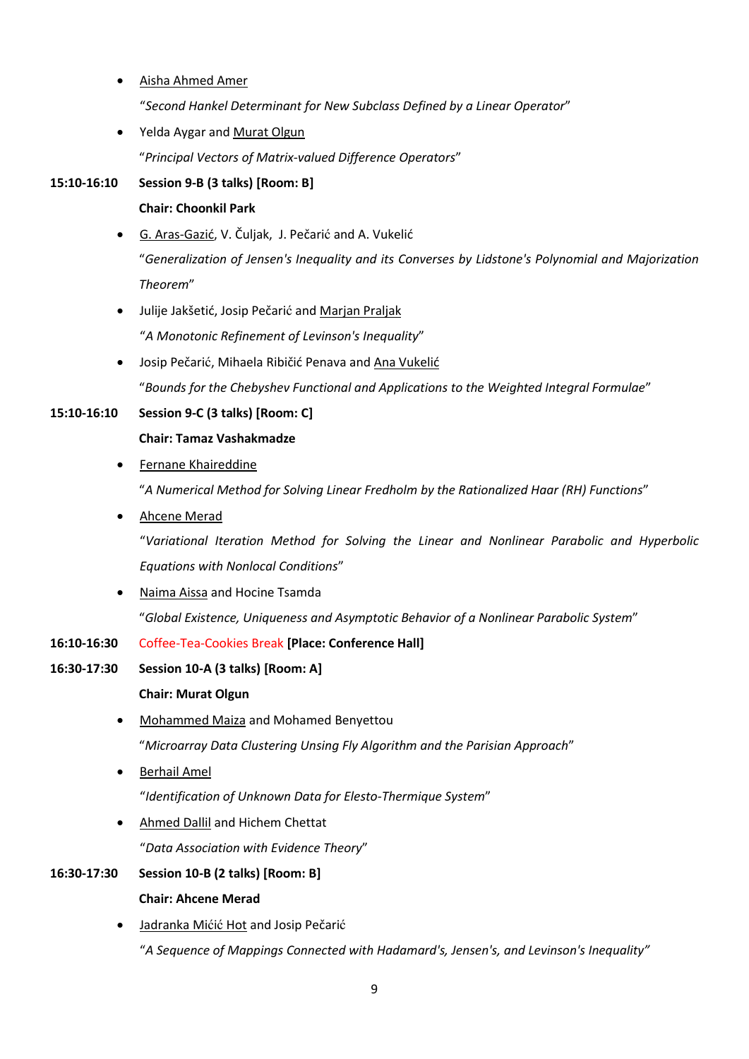- Aisha Ahmed Amer

  "*Second Hankel Determinant for New Subclass Defined by a Linear Operator*"

- Yelda Aygar and Murat Olgun

  "*Principal Vectors of Matrix-valued Difference Operators*"

**15:10-16:10 Session 9-B (3 talks) [Room: B]**

**Chair: Choonkil Park**

- G. Aras-Gazić, V. Čuljak, J. Pečarić and A. Vukelić

  "*Generalization of Jensen's Inequality and its Converses by Lidstone's Polynomial and Majorization Theorem*"

- Julije Jakšetić, Josip Pečarić and Marjan Praljak

  "*A Monotonic Refinement of Levinson's Inequality*"

- Josip Pečarić, Mihaela Ribičić Penava and Ana Vukelić

  "*Bounds for the Chebyshev Functional and Applications to the Weighted Integral Formulae*"

**15:10-16:10 Session 9-C (3 talks) [Room: C]**

**Chair: Tamaz Vashakmadze**

- Fernane Khaireddine

  "*A Numerical Method for Solving Linear Fredholm by the Rationalized Haar (RH) Functions*"

- Ahcene Merad

  "*Variational Iteration Method for Solving the Linear and Nonlinear Parabolic and Hyperbolic Equations with Nonlocal Conditions*"

- Naima Aissa and Hocine Tsamda

  "*Global Existence, Uniqueness and Asymptotic Behavior of a Nonlinear Parabolic System*"

**16:10-16:30** Coffee-Tea-Cookies Break **[Place: Conference Hall]**

**16:30-17:30 Session 10-A (3 talks) [Room: A]**

**Chair: Murat Olgun**

- Mohammed Maiza and Mohamed Benyettou

  "*Microarray Data Clustering Unsing Fly Algorithm and the Parisian Approach*"

- Berhail Amel

  "*Identification of Unknown Data for Elesto-Thermique System*"

- Ahmed Dallil and Hichem Chettat

  "*Data Association with Evidence Theory*"

**16:30-17:30 Session 10-B (2 talks) [Room: B]**

**Chair: Ahcene Merad**

- Jadranka Mićić Hot and Josip Pečarić

  "*A Sequence of Mappings Connected with Hadamard's, Jensen's, and Levinson's Inequality*"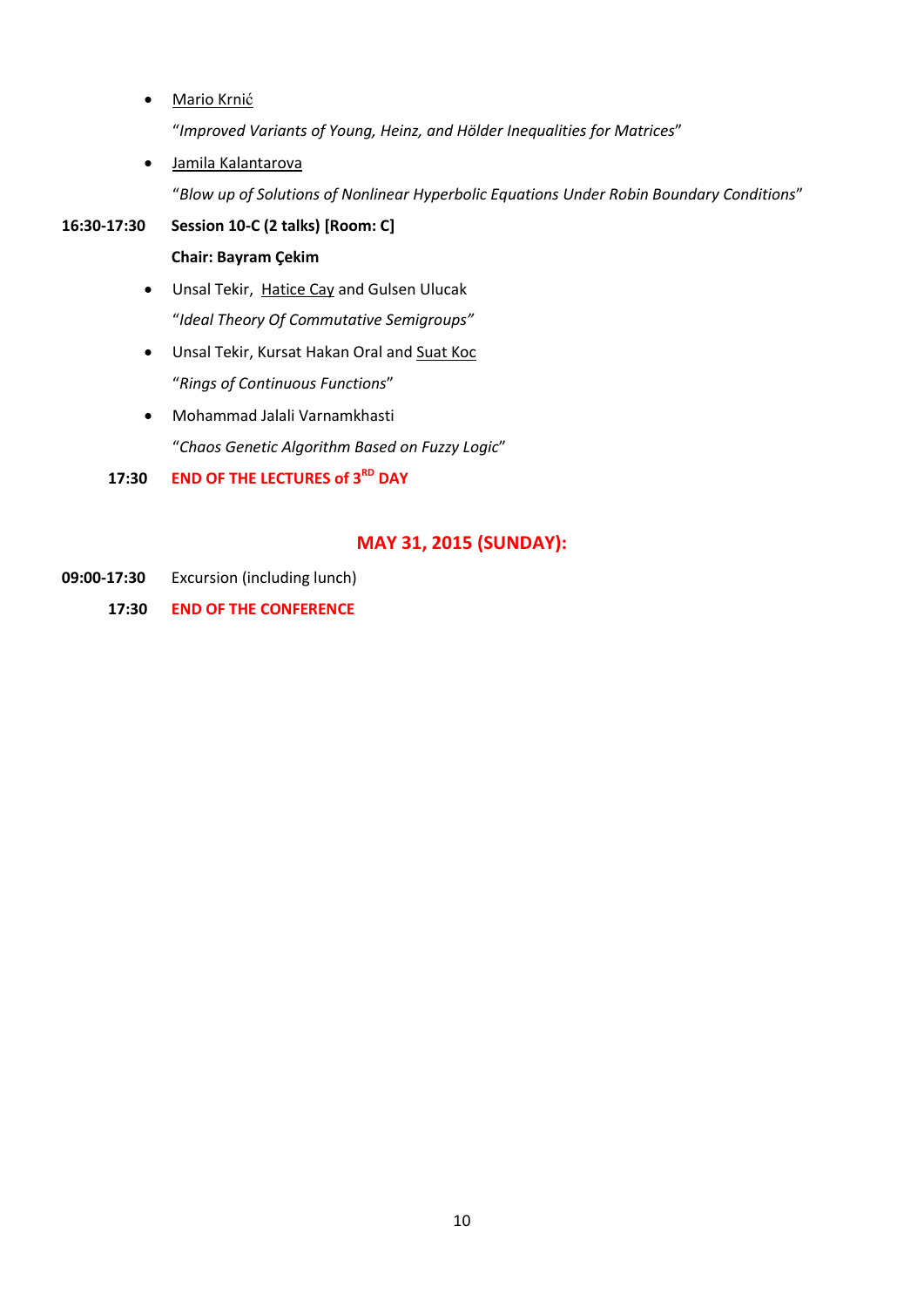- Mario Krnić

  "*Improved Variants of Young, Heinz, and Hölder Inequalities for Matrices*"

- Jamila Kalantarova

  "*Blow up of Solutions of Nonlinear Hyperbolic Equations Under Robin Boundary Conditions*"

**16:30-17:30** **Session 10-C (2 talks) [Room: C]**

**Chair: Bayram Çekim**

- Unsal Tekir, Hatice Cay and Gulsen Ulucak

  "*Ideal Theory Of Commutative Semigroups*"

- Unsal Tekir, Kursat Hakan Oral and Suat Koc

  "*Rings of Continuous Functions*"

- Mohammad Jalali Varnamkhasti

  "*Chaos Genetic Algorithm Based on Fuzzy Logic*"

**17:30** **END OF THE LECTURES of 3RD DAY**

## MAY 31, 2015 (SUNDAY):

**09:00-17:30** Excursion (including lunch)

**17:30** **END OF THE CONFERENCE**